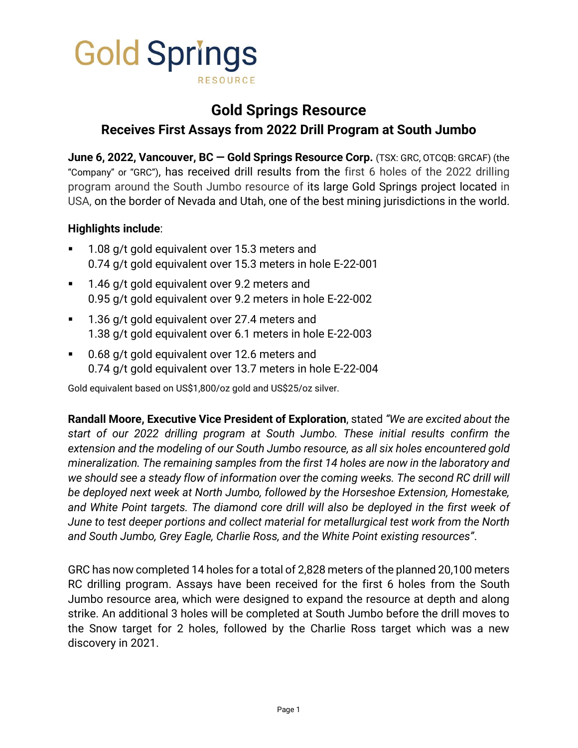Gold Springs RESOURCE

# Gold Springs Resource

## Receives First Assays from 2022 Drill Program at South Jumbo

**June 6, 2022, Vancouver, BC — Gold Springs Resource Corp.** (TSX: GRC, OTCQB: GRCAF) (the "Company" or "GRC"), has received drill results from the first 6 holes of the 2022 drilling program around the South Jumbo resource of its large Gold Springs project located in USA, on the border of Nevada and Utah, one of the best mining jurisdictions in the world.

**Highlights include**:

- 1.08 g/t gold equivalent over 15.3 meters and
  0.74 g/t gold equivalent over 15.3 meters in hole E-22-001
- 1.46 g/t gold equivalent over 9.2 meters and
  0.95 g/t gold equivalent over 9.2 meters in hole E-22-002
- 1.36 g/t gold equivalent over 27.4 meters and
  1.38 g/t gold equivalent over 6.1 meters in hole E-22-003
- 0.68 g/t gold equivalent over 12.6 meters and
  0.74 g/t gold equivalent over 13.7 meters in hole E-22-004

Gold equivalent based on US$1,800/oz gold and US$25/oz silver.

**Randall Moore, Executive Vice President of Exploration**, stated *"We are excited about the start of our 2022 drilling program at South Jumbo. These initial results confirm the extension and the modeling of our South Jumbo resource, as all six holes encountered gold mineralization. The remaining samples from the first 14 holes are now in the laboratory and we should see a steady flow of information over the coming weeks. The second RC drill will be deployed next week at North Jumbo, followed by the Horseshoe Extension, Homestake, and White Point targets. The diamond core drill will also be deployed in the first week of June to test deeper portions and collect material for metallurgical test work from the North and South Jumbo, Grey Eagle, Charlie Ross, and the White Point existing resources"*.

GRC has now completed 14 holes for a total of 2,828 meters of the planned 20,100 meters RC drilling program. Assays have been received for the first 6 holes from the South Jumbo resource area, which were designed to expand the resource at depth and along strike. An additional 3 holes will be completed at South Jumbo before the drill moves to the Snow target for 2 holes, followed by the Charlie Ross target which was a new discovery in 2021.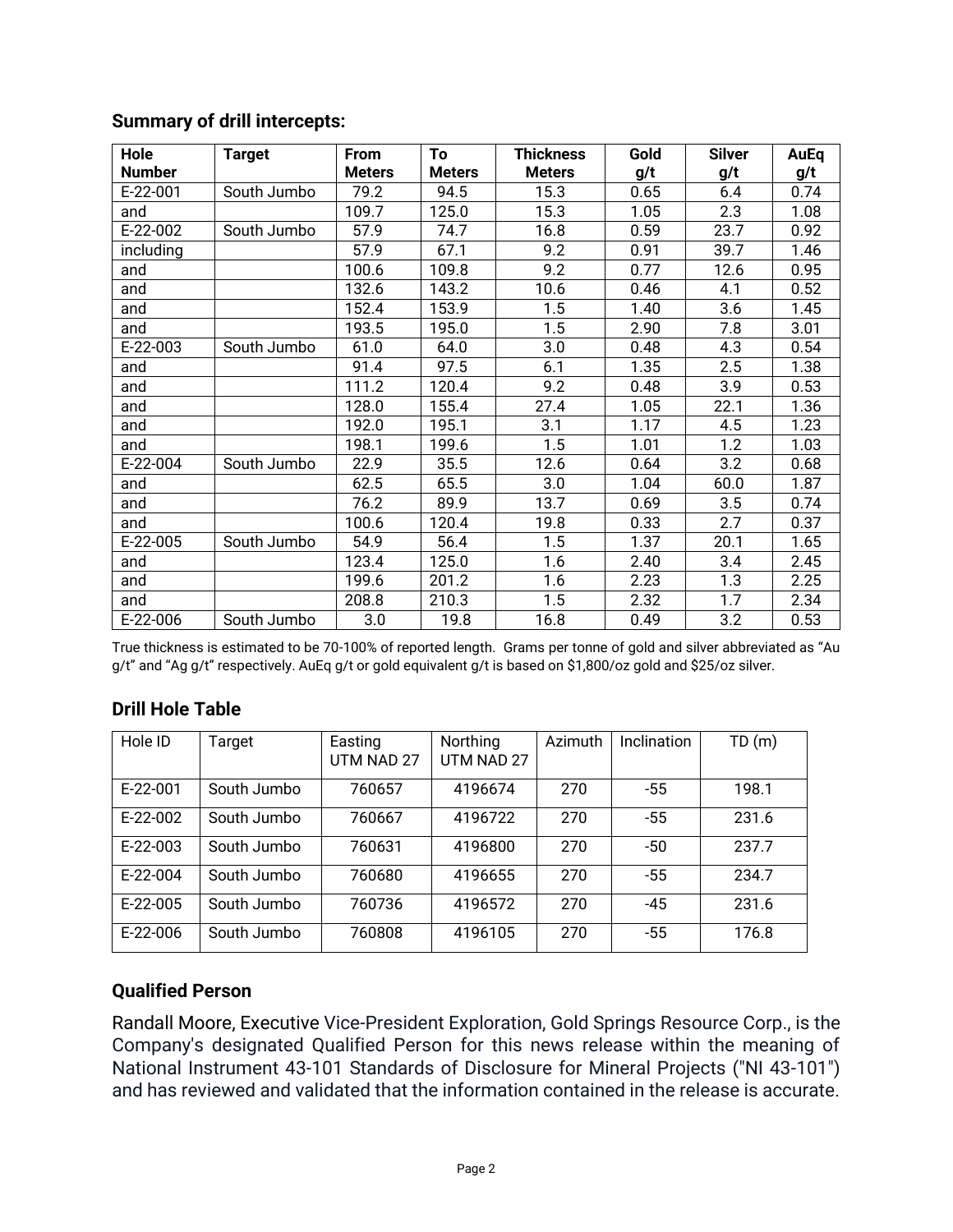## Summary of drill intercepts:

| Hole Number | Target | From Meters | To Meters | Thickness Meters | Gold g/t | Silver g/t | AuEq g/t |
|---|---|---|---|---|---|---|---|
| E-22-001 | South Jumbo | 79.2 | 94.5 | 15.3 | 0.65 | 6.4 | 0.74 |
| and | | 109.7 | 125.0 | 15.3 | 1.05 | 2.3 | 1.08 |
| E-22-002 | South Jumbo | 57.9 | 74.7 | 16.8 | 0.59 | 23.7 | 0.92 |
| including | | 57.9 | 67.1 | 9.2 | 0.91 | 39.7 | 1.46 |
| and | | 100.6 | 109.8 | 9.2 | 0.77 | 12.6 | 0.95 |
| and | | 132.6 | 143.2 | 10.6 | 0.46 | 4.1 | 0.52 |
| and | | 152.4 | 153.9 | 1.5 | 1.40 | 3.6 | 1.45 |
| and | | 193.5 | 195.0 | 1.5 | 2.90 | 7.8 | 3.01 |
| E-22-003 | South Jumbo | 61.0 | 64.0 | 3.0 | 0.48 | 4.3 | 0.54 |
| and | | 91.4 | 97.5 | 6.1 | 1.35 | 2.5 | 1.38 |
| and | | 111.2 | 120.4 | 9.2 | 0.48 | 3.9 | 0.53 |
| and | | 128.0 | 155.4 | 27.4 | 1.05 | 22.1 | 1.36 |
| and | | 192.0 | 195.1 | 3.1 | 1.17 | 4.5 | 1.23 |
| and | | 198.1 | 199.6 | 1.5 | 1.01 | 1.2 | 1.03 |
| E-22-004 | South Jumbo | 22.9 | 35.5 | 12.6 | 0.64 | 3.2 | 0.68 |
| and | | 62.5 | 65.5 | 3.0 | 1.04 | 60.0 | 1.87 |
| and | | 76.2 | 89.9 | 13.7 | 0.69 | 3.5 | 0.74 |
| and | | 100.6 | 120.4 | 19.8 | 0.33 | 2.7 | 0.37 |
| E-22-005 | South Jumbo | 54.9 | 56.4 | 1.5 | 1.37 | 20.1 | 1.65 |
| and | | 123.4 | 125.0 | 1.6 | 2.40 | 3.4 | 2.45 |
| and | | 199.6 | 201.2 | 1.6 | 2.23 | 1.3 | 2.25 |
| and | | 208.8 | 210.3 | 1.5 | 2.32 | 1.7 | 2.34 |
| E-22-006 | South Jumbo | 3.0 | 19.8 | 16.8 | 0.49 | 3.2 | 0.53 |

True thickness is estimated to be 70-100% of reported length. Grams per tonne of gold and silver abbreviated as "Au g/t" and "Ag g/t" respectively. AuEq g/t or gold equivalent g/t is based on $1,800/oz gold and $25/oz silver.

## Drill Hole Table

| Hole ID | Target | Easting UTM NAD 27 | Northing UTM NAD 27 | Azimuth | Inclination | TD (m) |
|---|---|---|---|---|---|---|
| E-22-001 | South Jumbo | 760657 | 4196674 | 270 | -55 | 198.1 |
| E-22-002 | South Jumbo | 760667 | 4196722 | 270 | -55 | 231.6 |
| E-22-003 | South Jumbo | 760631 | 4196800 | 270 | -50 | 237.7 |
| E-22-004 | South Jumbo | 760680 | 4196655 | 270 | -55 | 234.7 |
| E-22-005 | South Jumbo | 760736 | 4196572 | 270 | -45 | 231.6 |
| E-22-006 | South Jumbo | 760808 | 4196105 | 270 | -55 | 176.8 |

## Qualified Person

Randall Moore, Executive Vice-President Exploration, Gold Springs Resource Corp., is the Company's designated Qualified Person for this news release within the meaning of National Instrument 43-101 Standards of Disclosure for Mineral Projects ("NI 43-101") and has reviewed and validated that the information contained in the release is accurate.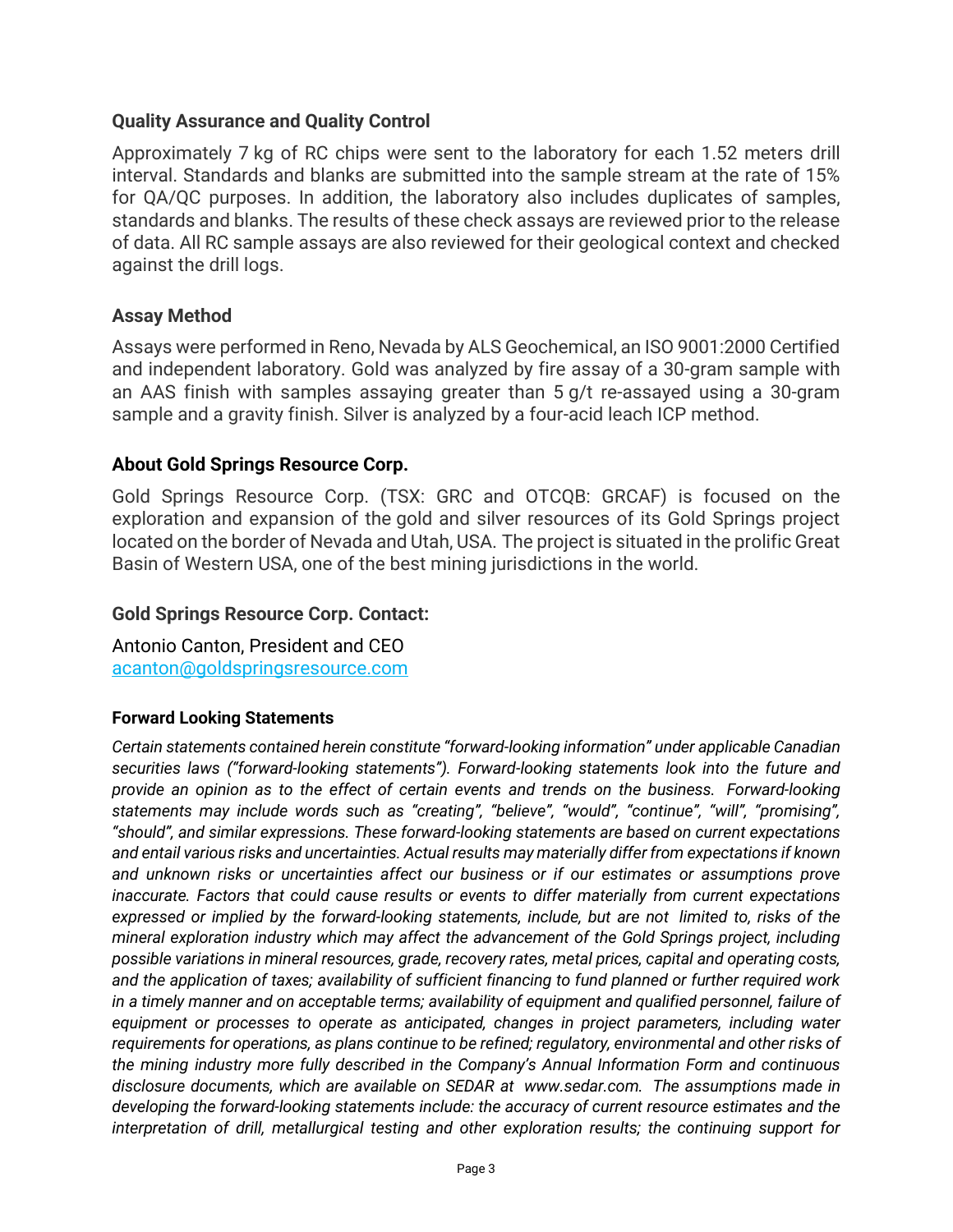## Quality Assurance and Quality Control

Approximately 7 kg of RC chips were sent to the laboratory for each 1.52 meters drill interval. Standards and blanks are submitted into the sample stream at the rate of 15% for QA/QC purposes. In addition, the laboratory also includes duplicates of samples, standards and blanks. The results of these check assays are reviewed prior to the release of data. All RC sample assays are also reviewed for their geological context and checked against the drill logs.

## Assay Method

Assays were performed in Reno, Nevada by ALS Geochemical, an ISO 9001:2000 Certified and independent laboratory. Gold was analyzed by fire assay of a 30-gram sample with an AAS finish with samples assaying greater than 5 g/t re-assayed using a 30-gram sample and a gravity finish. Silver is analyzed by a four-acid leach ICP method.

## About Gold Springs Resource Corp.

Gold Springs Resource Corp. (TSX: GRC and OTCQB: GRCAF) is focused on the exploration and expansion of the gold and silver resources of its Gold Springs project located on the border of Nevada and Utah, USA. The project is situated in the prolific Great Basin of Western USA, one of the best mining jurisdictions in the world.

## Gold Springs Resource Corp. Contact:

Antonio Canton, President and CEO
acanton@goldspringsresource.com

### Forward Looking Statements

*Certain statements contained herein constitute "forward-looking information" under applicable Canadian securities laws ("forward-looking statements"). Forward-looking statements look into the future and provide an opinion as to the effect of certain events and trends on the business. Forward-looking statements may include words such as "creating", "believe", "would", "continue", "will", "promising", "should", and similar expressions. These forward-looking statements are based on current expectations and entail various risks and uncertainties. Actual results may materially differ from expectations if known and unknown risks or uncertainties affect our business or if our estimates or assumptions prove inaccurate. Factors that could cause results or events to differ materially from current expectations expressed or implied by the forward-looking statements, include, but are not limited to, risks of the mineral exploration industry which may affect the advancement of the Gold Springs project, including possible variations in mineral resources, grade, recovery rates, metal prices, capital and operating costs, and the application of taxes; availability of sufficient financing to fund planned or further required work in a timely manner and on acceptable terms; availability of equipment and qualified personnel, failure of equipment or processes to operate as anticipated, changes in project parameters, including water requirements for operations, as plans continue to be refined; regulatory, environmental and other risks of the mining industry more fully described in the Company's Annual Information Form and continuous disclosure documents, which are available on SEDAR at www.sedar.com. The assumptions made in developing the forward-looking statements include: the accuracy of current resource estimates and the interpretation of drill, metallurgical testing and other exploration results; the continuing support for*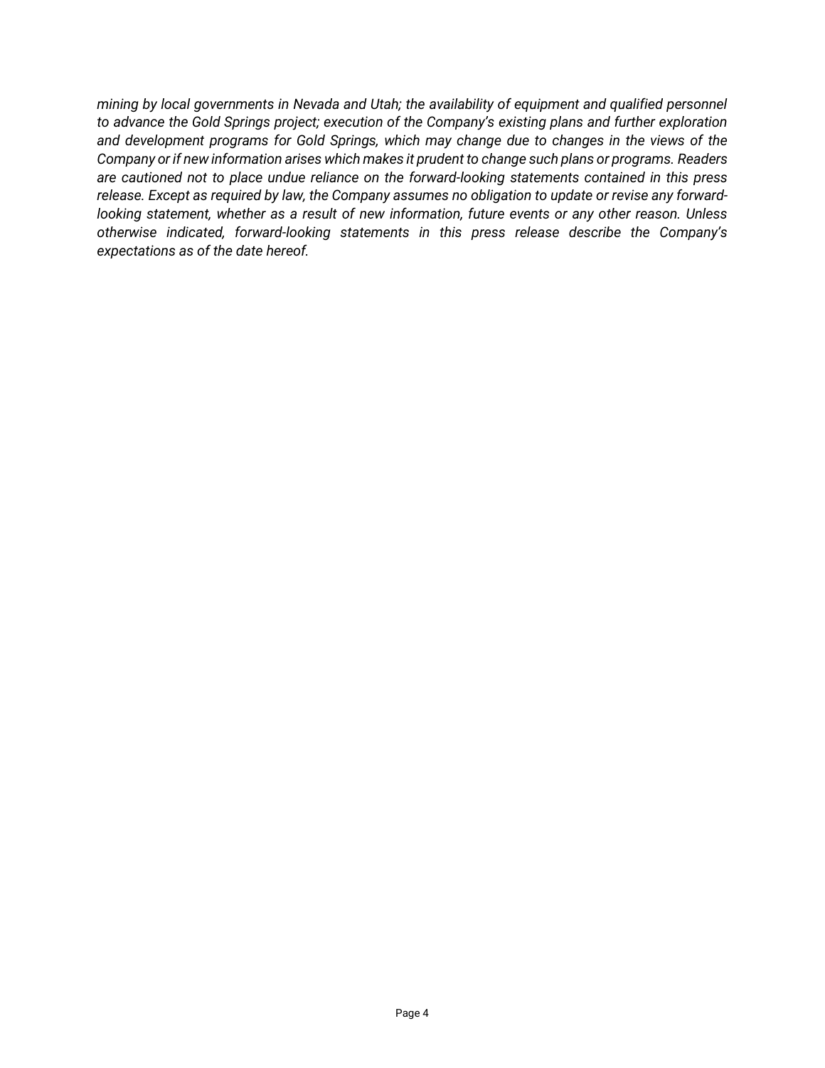*mining by local governments in Nevada and Utah; the availability of equipment and qualified personnel to advance the Gold Springs project; execution of the Company's existing plans and further exploration and development programs for Gold Springs, which may change due to changes in the views of the Company or if new information arises which makes it prudent to change such plans or programs. Readers are cautioned not to place undue reliance on the forward-looking statements contained in this press release. Except as required by law, the Company assumes no obligation to update or revise any forward-looking statement, whether as a result of new information, future events or any other reason. Unless otherwise indicated, forward-looking statements in this press release describe the Company's expectations as of the date hereof.*